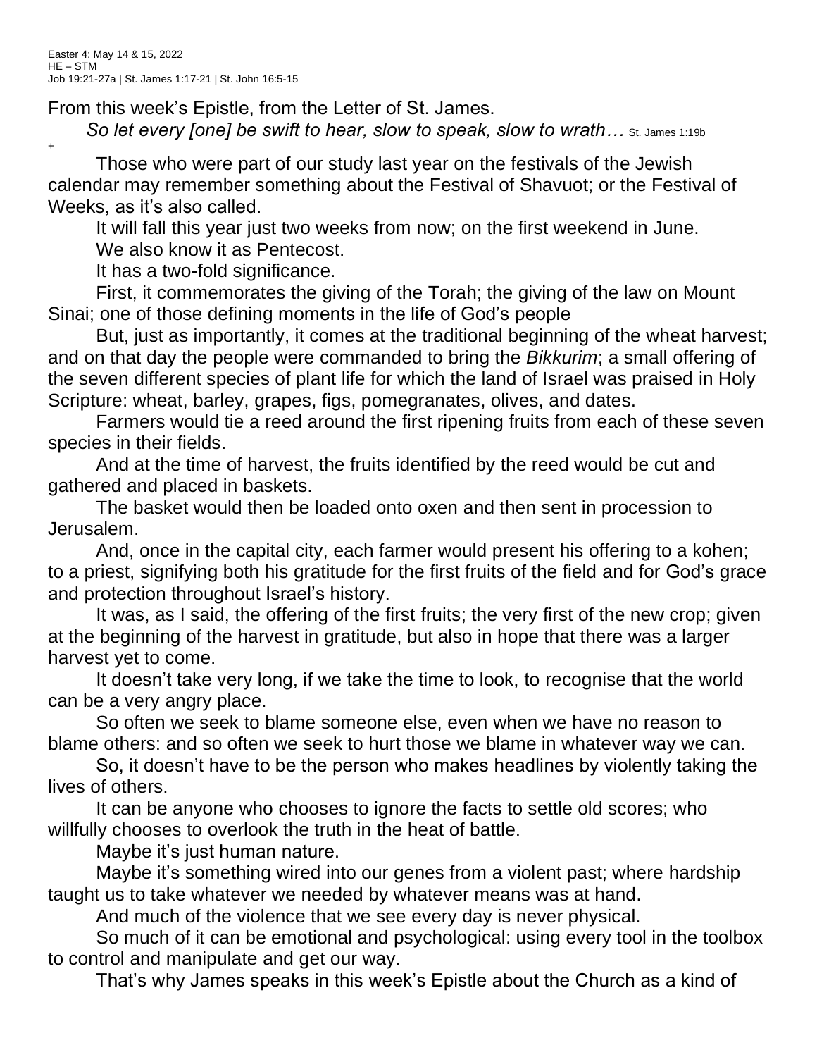Easter 4: May 14 & 15, 2022
HE – STM
Job 19:21-27a | St. James 1:17-21 | St. John 16:5-15

From this week's Epistle, from the Letter of St. James.

*So let every [one] be swift to hear, slow to speak, slow to wrath…* St. James 1:19b

+

Those who were part of our study last year on the festivals of the Jewish calendar may remember something about the Festival of Shavuot; or the Festival of Weeks, as it's also called.

It will fall this year just two weeks from now; on the first weekend in June.

We also know it as Pentecost.

It has a two-fold significance.

First, it commemorates the giving of the Torah; the giving of the law on Mount Sinai; one of those defining moments in the life of God's people

But, just as importantly, it comes at the traditional beginning of the wheat harvest; and on that day the people were commanded to bring the *Bikkurim*; a small offering of the seven different species of plant life for which the land of Israel was praised in Holy Scripture: wheat, barley, grapes, figs, pomegranates, olives, and dates.

Farmers would tie a reed around the first ripening fruits from each of these seven species in their fields.

And at the time of harvest, the fruits identified by the reed would be cut and gathered and placed in baskets.

The basket would then be loaded onto oxen and then sent in procession to Jerusalem.

And, once in the capital city, each farmer would present his offering to a kohen; to a priest, signifying both his gratitude for the first fruits of the field and for God's grace and protection throughout Israel's history.

It was, as I said, the offering of the first fruits; the very first of the new crop; given at the beginning of the harvest in gratitude, but also in hope that there was a larger harvest yet to come.

It doesn't take very long, if we take the time to look, to recognise that the world can be a very angry place.

So often we seek to blame someone else, even when we have no reason to blame others: and so often we seek to hurt those we blame in whatever way we can.

So, it doesn't have to be the person who makes headlines by violently taking the lives of others.

It can be anyone who chooses to ignore the facts to settle old scores; who willfully chooses to overlook the truth in the heat of battle.

Maybe it's just human nature.

Maybe it's something wired into our genes from a violent past; where hardship taught us to take whatever we needed by whatever means was at hand.

And much of the violence that we see every day is never physical.

So much of it can be emotional and psychological: using every tool in the toolbox to control and manipulate and get our way.

That's why James speaks in this week's Epistle about the Church as a kind of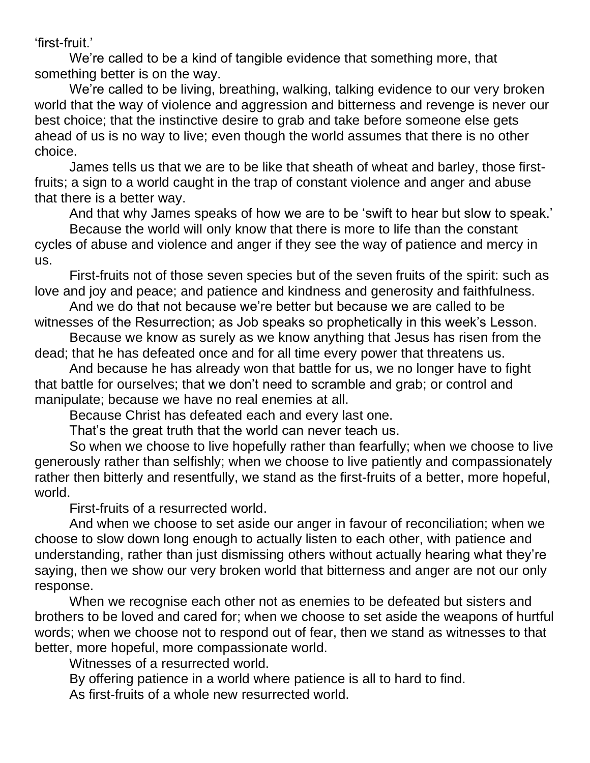'first-fruit.'

We're called to be a kind of tangible evidence that something more, that something better is on the way.

We're called to be living, breathing, walking, talking evidence to our very broken world that the way of violence and aggression and bitterness and revenge is never our best choice; that the instinctive desire to grab and take before someone else gets ahead of us is no way to live; even though the world assumes that there is no other choice.

James tells us that we are to be like that sheath of wheat and barley, those first-fruits; a sign to a world caught in the trap of constant violence and anger and abuse that there is a better way.

And that why James speaks of how we are to be 'swift to hear but slow to speak.'

Because the world will only know that there is more to life than the constant cycles of abuse and violence and anger if they see the way of patience and mercy in us.

First-fruits not of those seven species but of the seven fruits of the spirit: such as love and joy and peace; and patience and kindness and generosity and faithfulness.

And we do that not because we're better but because we are called to be witnesses of the Resurrection; as Job speaks so prophetically in this week's Lesson.

Because we know as surely as we know anything that Jesus has risen from the dead; that he has defeated once and for all time every power that threatens us.

And because he has already won that battle for us, we no longer have to fight that battle for ourselves; that we don't need to scramble and grab; or control and manipulate; because we have no real enemies at all.

Because Christ has defeated each and every last one.

That's the great truth that the world can never teach us.

So when we choose to live hopefully rather than fearfully; when we choose to live generously rather than selfishly; when we choose to live patiently and compassionately rather then bitterly and resentfully, we stand as the first-fruits of a better, more hopeful, world.

First-fruits of a resurrected world.

And when we choose to set aside our anger in favour of reconciliation; when we choose to slow down long enough to actually listen to each other, with patience and understanding, rather than just dismissing others without actually hearing what they're saying, then we show our very broken world that bitterness and anger are not our only response.

When we recognise each other not as enemies to be defeated but sisters and brothers to be loved and cared for; when we choose to set aside the weapons of hurtful words; when we choose not to respond out of fear, then we stand as witnesses to that better, more hopeful, more compassionate world.

Witnesses of a resurrected world.

By offering patience in a world where patience is all to hard to find.

As first-fruits of a whole new resurrected world.